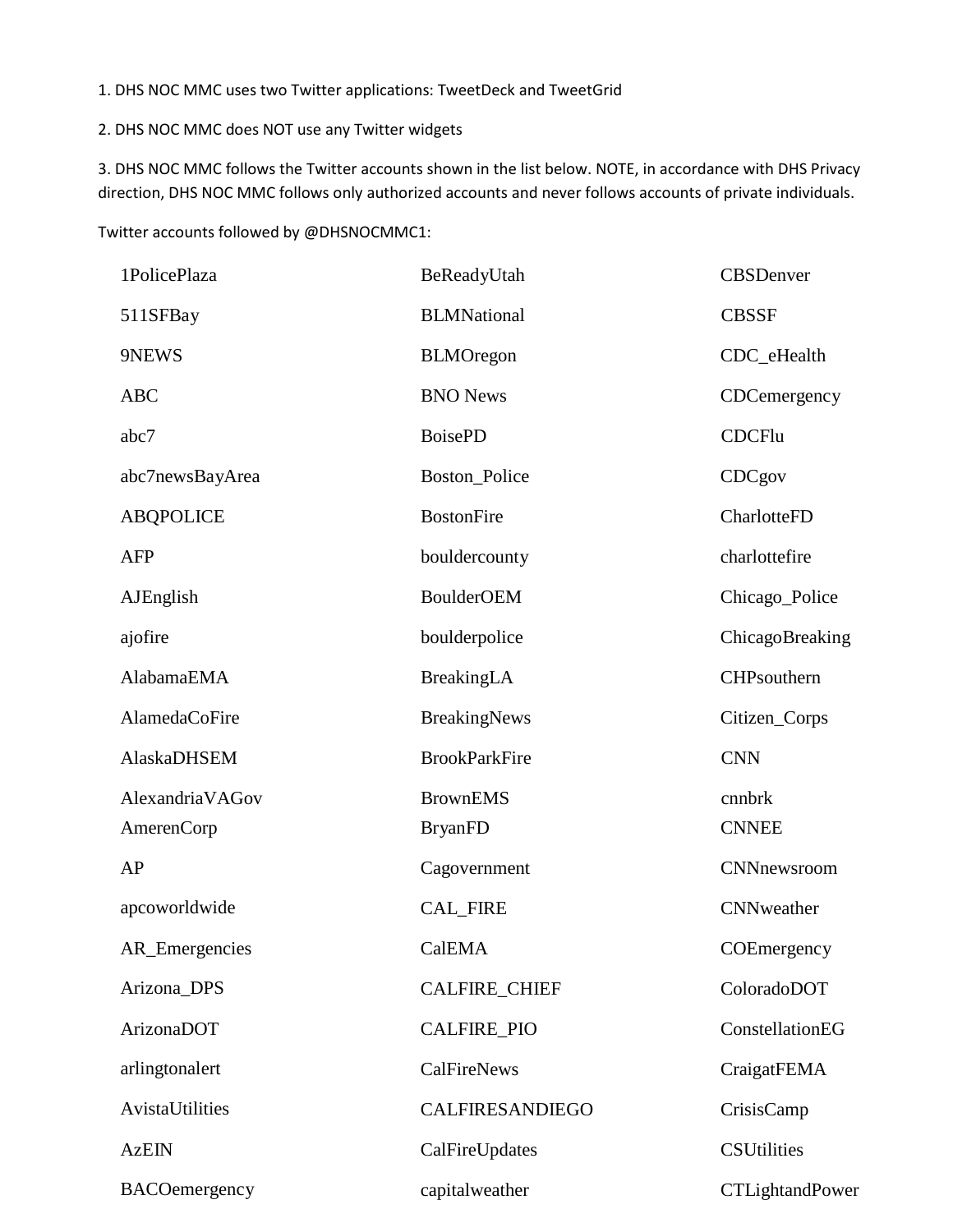1. DHS NOC MMC uses two Twitter applications: TweetDeck and TweetGrid

2. DHS NOC MMC does NOT use any Twitter widgets

3. DHS NOC MMC follows the Twitter accounts shown in the list below. NOTE, in accordance with DHS Privacy direction, DHS NOC MMC follows only authorized accounts and never follows accounts of private individuals.

Twitter accounts followed by @DHSNOCMMC1:

| | | |
|---|---|---|
| 1PolicePlaza | BeReadyUtah | CBSDenver |
| 511SFBay | BLMNational | CBSSF |
| 9NEWS | BLMOregon | CDC_eHealth |
| ABC | BNO News | CDCemergency |
| abc7 | BoisePD | CDCFlu |
| abc7newsBayArea | Boston_Police | CDCgov |
| ABQPOLICE | BostonFire | CharlotteFD |
| AFP | bouldercounty | charlottefire |
| AJEnglish | BoulderOEM | Chicago_Police |
| ajofire | boulderpolice | ChicagoBreaking |
| AlabamaEMA | BreakingLA | CHPsouthern |
| AlamedaCoFire | BreakingNews | Citizen_Corps |
| AlaskaDHSEM | BrookParkFire | CNN |
| AlexandriaVAGov | BrownEMS | cnnbrk |
| AmerenCorp | BryanFD | CNNEE |
| AP | Cagovernment | CNNnewsroom |
| apcoworldwide | CAL_FIRE | CNNweather |
| AR_Emergencies | CalEMA | COEmergency |
| Arizona_DPS | CALFIRE_CHIEF | ColoradoDOT |
| ArizonaDOT | CALFIRE_PIO | ConstellationEG |
| arlingtonalert | CalFireNews | CraigatFEMA |
| AvistaUtilities | CALFIRESANDIEGO | CrisisCamp |
| AzEIN | CalFireUpdates | CSUtilities |
| BACOemergency | capitalweather | CTLightandPower |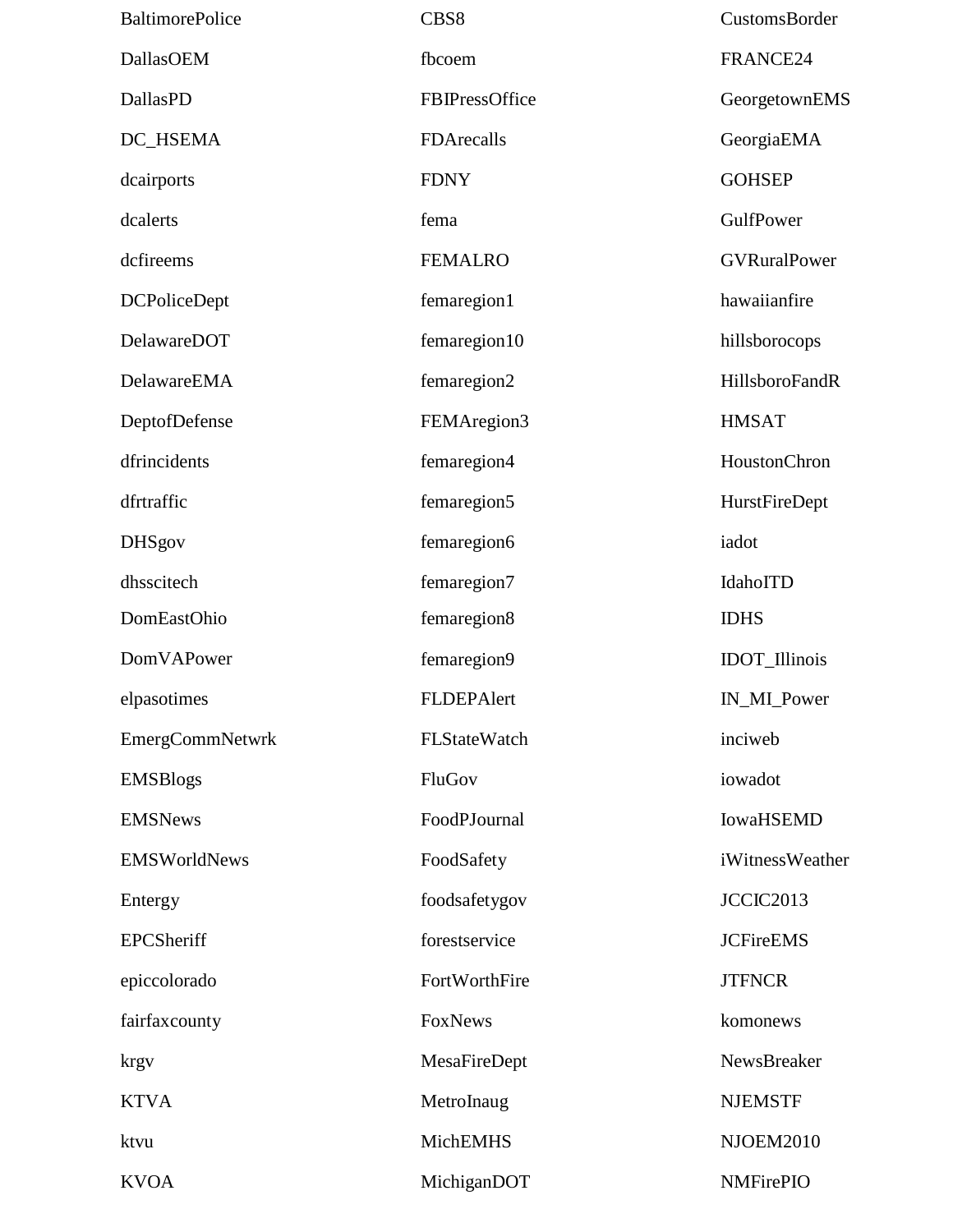BaltimorePolice

DallasOEM

DallasPD

DC_HSEMA

dcairports

dcalerts

dcfireems

DCPoliceDept

DelawareDOT

DelawareEMA

DeptofDefense

dfrincidents

dfrtraffic

DHSgov

dhsscitech

DomEastOhio

DomVAPower

elpasotimes

EmergCommNetwrk

EMSBlogs

EMSNews

EMSWorldNews

Entergy

EPCSheriff

epiccolorado

fairfaxcounty

CBS8

fbcoem

FBIPressOffice

FDArecalls

FDNY

fema

FEMALRO

femaregion1

femaregion10

femaregion2

FEMAregion3

femaregion4

femaregion5

femaregion6

femaregion7

femaregion8

femaregion9

FLDEPAlert

FLStateWatch

FluGov

FoodPJournal

FoodSafety

foodsafetygov

forestservice

FortWorthFire

FoxNews

CustomsBorder

FRANCE24

GeorgetownEMS

GeorgiaEMA

GOHSEP

GulfPower

GVRuralPower

hawaiianfire

hillsborocops

HillsboroFandR

HMSAT

HoustonChron

HurstFireDept

iadot

IdahoITD

IDHS

IDOT_Illinois

IN_MI_Power

inciweb

iowadot

IowaHSEMD

iWitnessWeather

JCCIC2013

JCFireEMS

JTFNCR

komonews

krgv

KTVA

ktvu

KVOA

MesaFireDept

MetroInaug

MichEMHS

MichiganDOT

NewsBreaker

NJEMSTF

NJOEM2010

NMFirePIO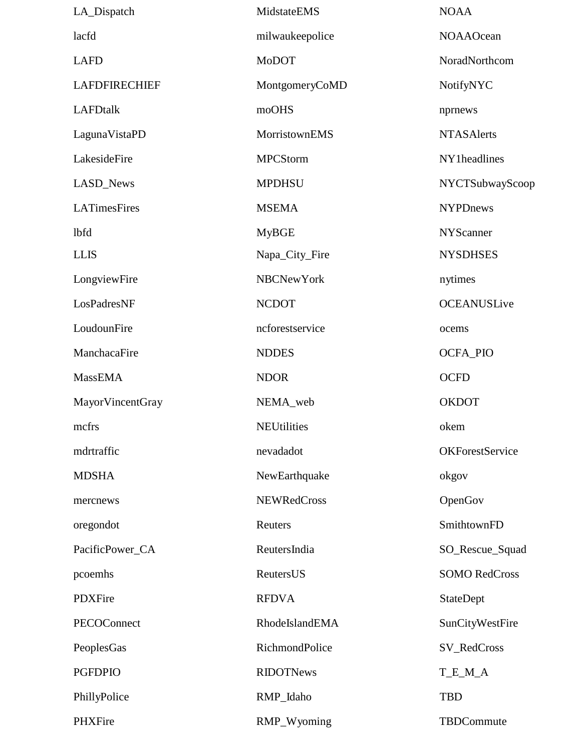LA_Dispatch

lacfd

LAFD

LAFDFIRECHIEF

LAFDtalk

LagunaVistaPD

LakesideFire

LASD_News

LATimesFires

lbfd

LLIS

LongviewFire

LosPadresNF

LoudounFire

ManchacaFire

MassEMA

MayorVincentGray

mcfrs

mdrtraffic

MDSHA

mercnews

MidstateEMS

milwaukeepolice

MoDOT

MontgomeryCoMD

moOHS

MorristownEMS

MPCStorm

MPDHSU

MSEMA

MyBGE

Napa_City_Fire

NBCNewYork

NCDOT

ncforestservice

NDDES

NDOR

NEMA_web

NEUtilities

nevadadot

NewEarthquake

NEWRedCross

NOAA

NOAAOcean

NoradNorthcom

NotifyNYC

nprnews

NTASAlerts

NY1headlines

NYCTSubwayScoop

NYPDnews

NYScanner

NYSDHSES

nytimes

OCEANUSLive

ocems

OCFA_PIO

OCFD

OKDOT

okem

OKForestService

okgov

OpenGov

oregondot

PacificPower_CA

pcoemhs

PDXFire

PECOConnect

PeoplesGas

PGFDPIO

PhillyPolice

PHXFire

Reuters

ReutersIndia

ReutersUS

RFDVA

RhodeIslandEMA

RichmondPolice

RIDOTNews

RMP_Idaho

RMP_Wyoming

SmithtownFD

SO_Rescue_Squad

SOMO RedCross

StateDept

SunCityWestFire

SV_RedCross

T_E_M_A

TBD

TBDCommute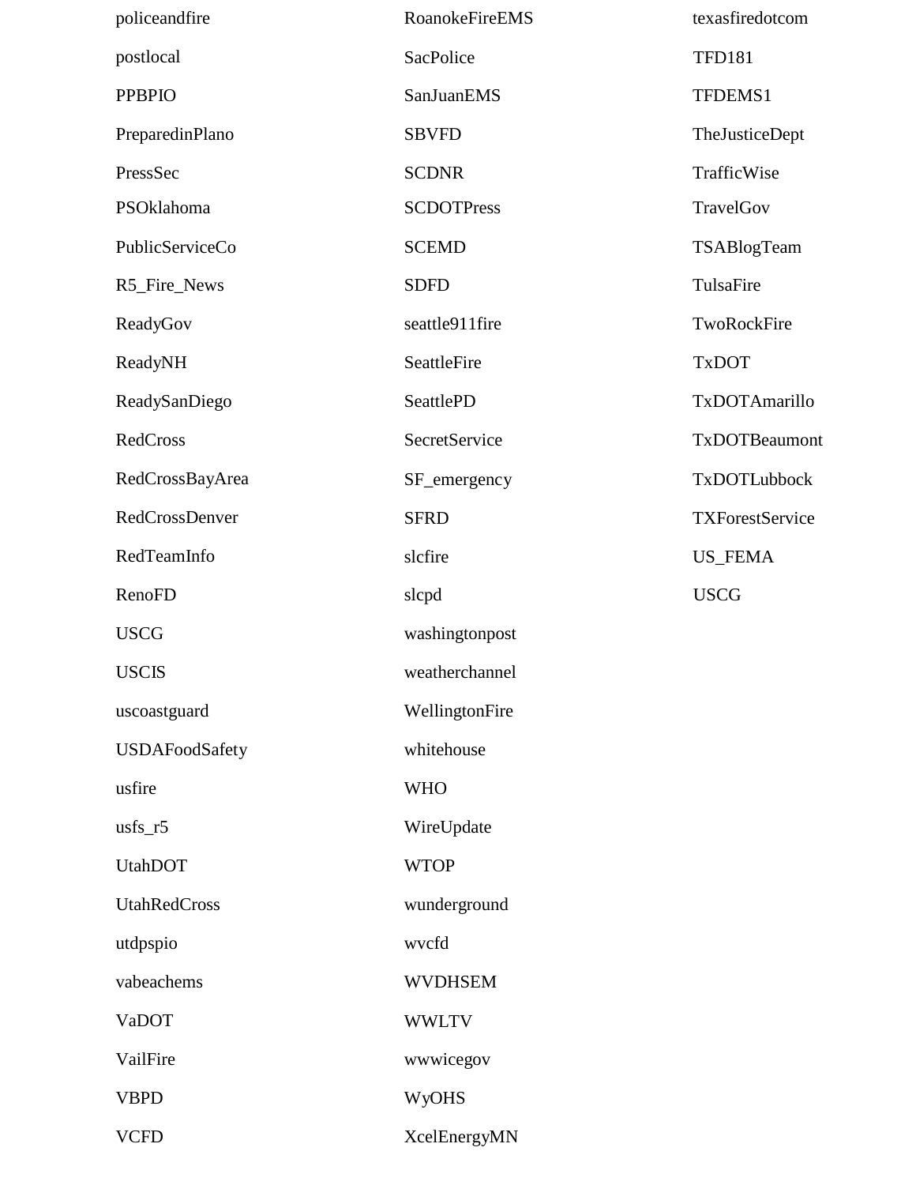policeandfire

postlocal

PPBPIO

PreparedinPlano

PressSec

PSOklahoma

PublicServiceCo

R5_Fire_News

ReadyGov

ReadyNH

ReadySanDiego

RedCross

RedCrossBayArea

RedCrossDenver

RedTeamInfo

RenoFD

RoanokeFireEMS

SacPolice

SanJuanEMS

SBVFD

SCDNR

SCDOTPress

SCEMD

SDFD

seattle911fire

SeattleFire

SeattlePD

SecretService

SF_emergency

SFRD

slcfire

slcpd

texasfiredotcom

TFD181

TFDEMS1

TheJusticeDept

TrafficWise

TravelGov

TSABlogTeam

TulsaFire

TwoRockFire

TxDOT

TxDOTAmarillo

TxDOTBeaumont

TxDOTLubbock

TXForestService

US_FEMA

USCG

USCG

USCIS

uscoastguard

USDAFoodSafety

usfire

usfs_r5

UtahDOT

UtahRedCross

utdpspio

vabeachems

VaDOT

VailFire

VBPD

VCFD

washingtonpost

weatherchannel

WellingtonFire

whitehouse

WHO

WireUpdate

WTOP

wunderground

wvcfd

WVDHSEM

WWLTV

wwwicegov

WyOHS

XcelEnergyMN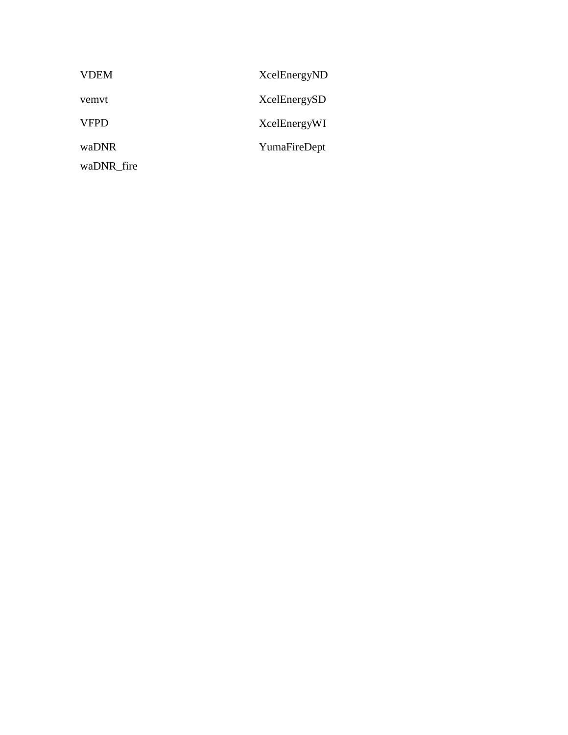VDEM

vemvt

VFPD

waDNR

waDNR_fire

XcelEnergyND

XcelEnergySD

XcelEnergyWI

YumaFireDept